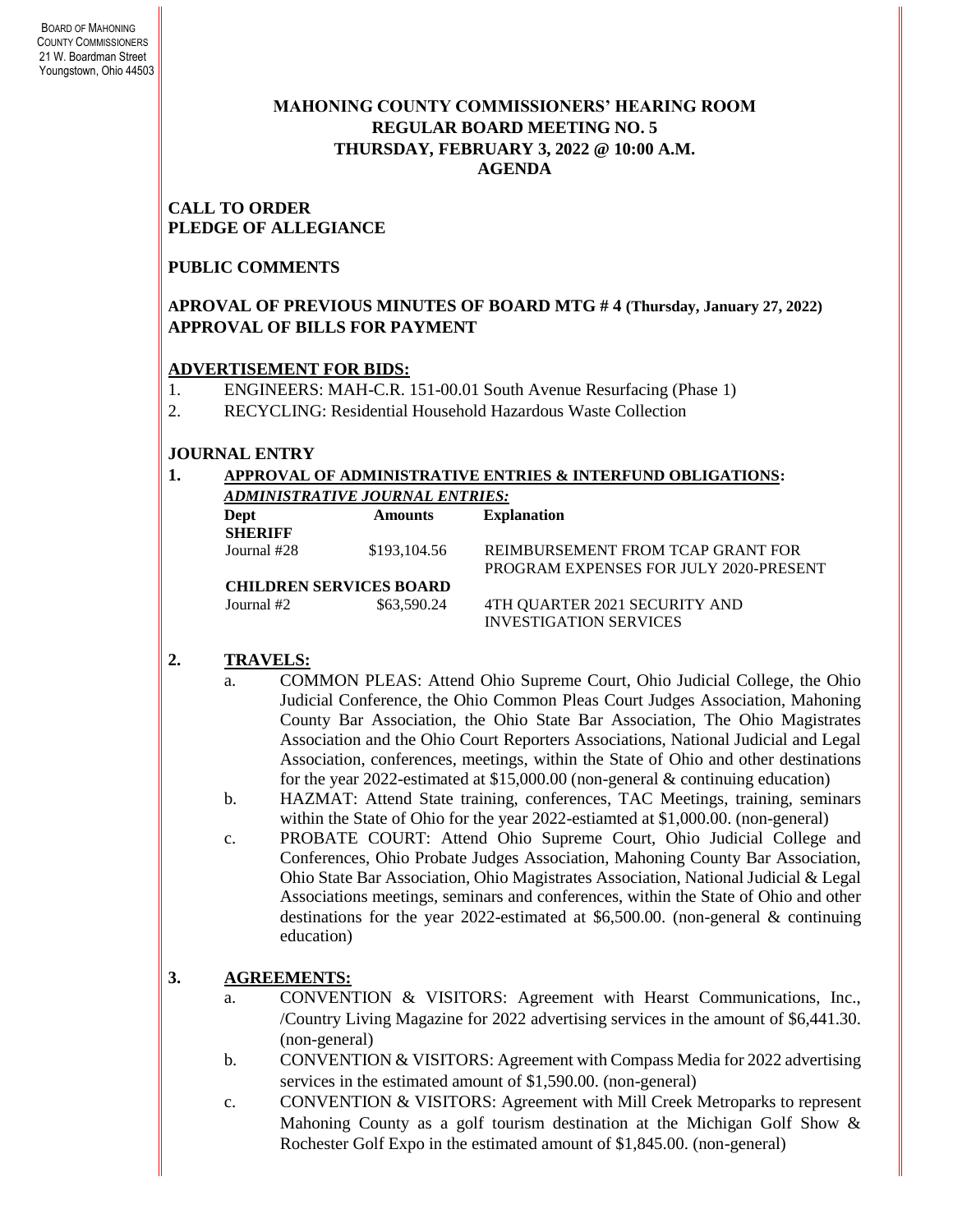BOARD OF MAHONING
COUNTY COMMISSIONERS
21 W. Boardman Street
Youngstown, Ohio 44503

# MAHONING COUNTY COMMISSIONERS' HEARING ROOM
# REGULAR BOARD MEETING NO. 5
# THURSDAY, FEBRUARY 3, 2022 @ 10:00 A.M.
# AGENDA

**CALL TO ORDER**
**PLEDGE OF ALLEGIANCE**

**PUBLIC COMMENTS**

**APROVAL OF PREVIOUS MINUTES OF BOARD MTG # 4 (Thursday, January 27, 2022)**
**APPROVAL OF BILLS FOR PAYMENT**

## ADVERTISEMENT FOR BIDS:

1. ENGINEERS: MAH-C.R. 151-00.01 South Avenue Resurfacing (Phase 1)
2. RECYCLING: Residential Household Hazardous Waste Collection

## JOURNAL ENTRY

**1. APPROVAL OF ADMINISTRATIVE ENTRIES & INTERFUND OBLIGATIONS:**

***ADMINISTRATIVE JOURNAL ENTRIES:***

| Dept | Amounts | Explanation |
|---|---|---|
| **SHERIFF** | | |
| Journal #28 | $193,104.56 | REIMBURSEMENT FROM TCAP GRANT FOR PROGRAM EXPENSES FOR JULY 2020-PRESENT |
| **CHILDREN SERVICES BOARD** | | |
| Journal #2 | $63,590.24 | 4TH QUARTER 2021 SECURITY AND INVESTIGATION SERVICES |

**2. TRAVELS:**

a. COMMON PLEAS: Attend Ohio Supreme Court, Ohio Judicial College, the Ohio Judicial Conference, the Ohio Common Pleas Court Judges Association, Mahoning County Bar Association, the Ohio State Bar Association, The Ohio Magistrates Association and the Ohio Court Reporters Associations, National Judicial and Legal Association, conferences, meetings, within the State of Ohio and other destinations for the year 2022-estimated at $15,000.00 (non-general & continuing education)

b. HAZMAT: Attend State training, conferences, TAC Meetings, training, seminars within the State of Ohio for the year 2022-estiamted at $1,000.00. (non-general)

c. PROBATE COURT: Attend Ohio Supreme Court, Ohio Judicial College and Conferences, Ohio Probate Judges Association, Mahoning County Bar Association, Ohio State Bar Association, Ohio Magistrates Association, National Judicial & Legal Associations meetings, seminars and conferences, within the State of Ohio and other destinations for the year 2022-estimated at $6,500.00. (non-general & continuing education)

**3. AGREEMENTS:**

a. CONVENTION & VISITORS: Agreement with Hearst Communications, Inc., /Country Living Magazine for 2022 advertising services in the amount of $6,441.30. (non-general)

b. CONVENTION & VISITORS: Agreement with Compass Media for 2022 advertising services in the estimated amount of $1,590.00. (non-general)

c. CONVENTION & VISITORS: Agreement with Mill Creek Metroparks to represent Mahoning County as a golf tourism destination at the Michigan Golf Show & Rochester Golf Expo in the estimated amount of $1,845.00. (non-general)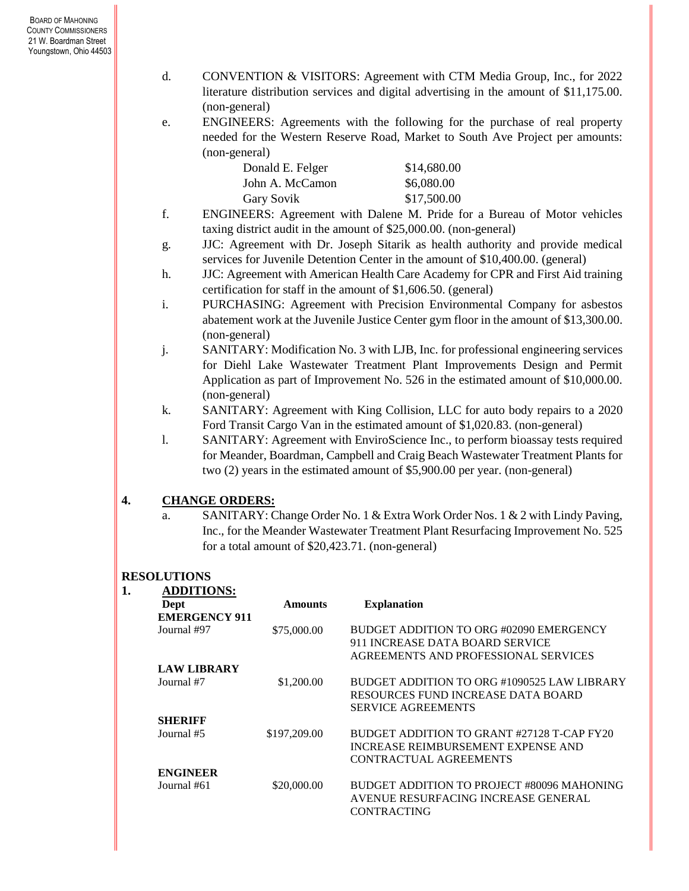d. CONVENTION & VISITORS: Agreement with CTM Media Group, Inc., for 2022 literature distribution services and digital advertising in the amount of $11,175.00. (non-general)

e. ENGINEERS: Agreements with the following for the purchase of real property needed for the Western Reserve Road, Market to South Ave Project per amounts: (non-general)

| | |
|---|---|
| Donald E. Felger | $14,680.00 |
| John A. McCamon | $6,080.00 |
| Gary Sovik | $17,500.00 |

f. ENGINEERS: Agreement with Dalene M. Pride for a Bureau of Motor vehicles taxing district audit in the amount of $25,000.00. (non-general)

g. JJC: Agreement with Dr. Joseph Sitarik as health authority and provide medical services for Juvenile Detention Center in the amount of $10,400.00. (general)

h. JJC: Agreement with American Health Care Academy for CPR and First Aid training certification for staff in the amount of $1,606.50. (general)

i. PURCHASING: Agreement with Precision Environmental Company for asbestos abatement work at the Juvenile Justice Center gym floor in the amount of $13,300.00. (non-general)

j. SANITARY: Modification No. 3 with LJB, Inc. for professional engineering services for Diehl Lake Wastewater Treatment Plant Improvements Design and Permit Application as part of Improvement No. 526 in the estimated amount of $10,000.00. (non-general)

k. SANITARY: Agreement with King Collision, LLC for auto body repairs to a 2020 Ford Transit Cargo Van in the estimated amount of $1,020.83. (non-general)

l. SANITARY: Agreement with EnviroScience Inc., to perform bioassay tests required for Meander, Boardman, Campbell and Craig Beach Wastewater Treatment Plants for two (2) years in the estimated amount of $5,900.00 per year. (non-general)

**4. CHANGE ORDERS:**

a. SANITARY: Change Order No. 1 & Extra Work Order Nos. 1 & 2 with Lindy Paving, Inc., for the Meander Wastewater Treatment Plant Resurfacing Improvement No. 525 for a total amount of $20,423.71. (non-general)

## RESOLUTIONS

**1. ADDITIONS:**

| Dept | Amounts | Explanation |
|---|---|---|
| **EMERGENCY 911** | | |
| Journal #97 | $75,000.00 | BUDGET ADDITION TO ORG #02090 EMERGENCY 911 INCREASE DATA BOARD SERVICE AGREEMENTS AND PROFESSIONAL SERVICES |
| **LAW LIBRARY** | | |
| Journal #7 | $1,200.00 | BUDGET ADDITION TO ORG #1090525 LAW LIBRARY RESOURCES FUND INCREASE DATA BOARD SERVICE AGREEMENTS |
| **SHERIFF** | | |
| Journal #5 | $197,209.00 | BUDGET ADDITION TO GRANT #27128 T-CAP FY20 INCREASE REIMBURSEMENT EXPENSE AND CONTRACTUAL AGREEMENTS |
| **ENGINEER** | | |
| Journal #61 | $20,000.00 | BUDGET ADDITION TO PROJECT #80096 MAHONING AVENUE RESURFACING INCREASE GENERAL CONTRACTING |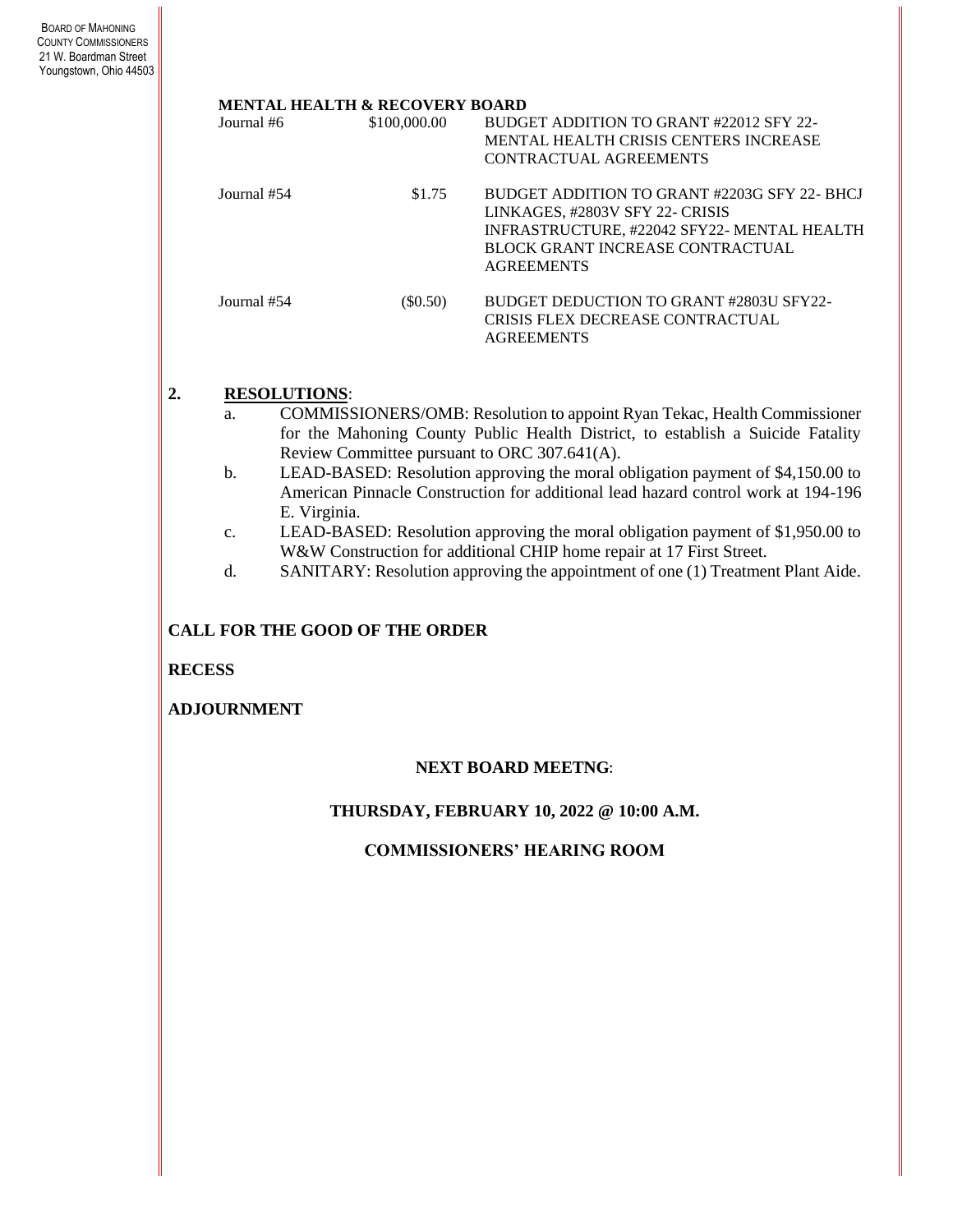**MENTAL HEALTH & RECOVERY BOARD**

| | | |
|---|---|---|
| Journal #6 | $100,000.00 | BUDGET ADDITION TO GRANT #22012 SFY 22- MENTAL HEALTH CRISIS CENTERS INCREASE CONTRACTUAL AGREEMENTS |
| Journal #54 | $1.75 | BUDGET ADDITION TO GRANT #2203G SFY 22- BHCJ LINKAGES, #2803V SFY 22- CRISIS INFRASTRUCTURE, #22042 SFY22- MENTAL HEALTH BLOCK GRANT INCREASE CONTRACTUAL AGREEMENTS |
| Journal #54 | ($0.50) | BUDGET DEDUCTION TO GRANT #2803U SFY22- CRISIS FLEX DECREASE CONTRACTUAL AGREEMENTS |

**2. RESOLUTIONS**:

a. COMMISSIONERS/OMB: Resolution to appoint Ryan Tekac, Health Commissioner for the Mahoning County Public Health District, to establish a Suicide Fatality Review Committee pursuant to ORC 307.641(A).

b. LEAD-BASED: Resolution approving the moral obligation payment of $4,150.00 to American Pinnacle Construction for additional lead hazard control work at 194-196 E. Virginia.

c. LEAD-BASED: Resolution approving the moral obligation payment of $1,950.00 to W&W Construction for additional CHIP home repair at 17 First Street.

d. SANITARY: Resolution approving the appointment of one (1) Treatment Plant Aide.

**CALL FOR THE GOOD OF THE ORDER**

**RECESS**

**ADJOURNMENT**

**NEXT BOARD MEETNG**:

**THURSDAY, FEBRUARY 10, 2022 @ 10:00 A.M.**

**COMMISSIONERS' HEARING ROOM**